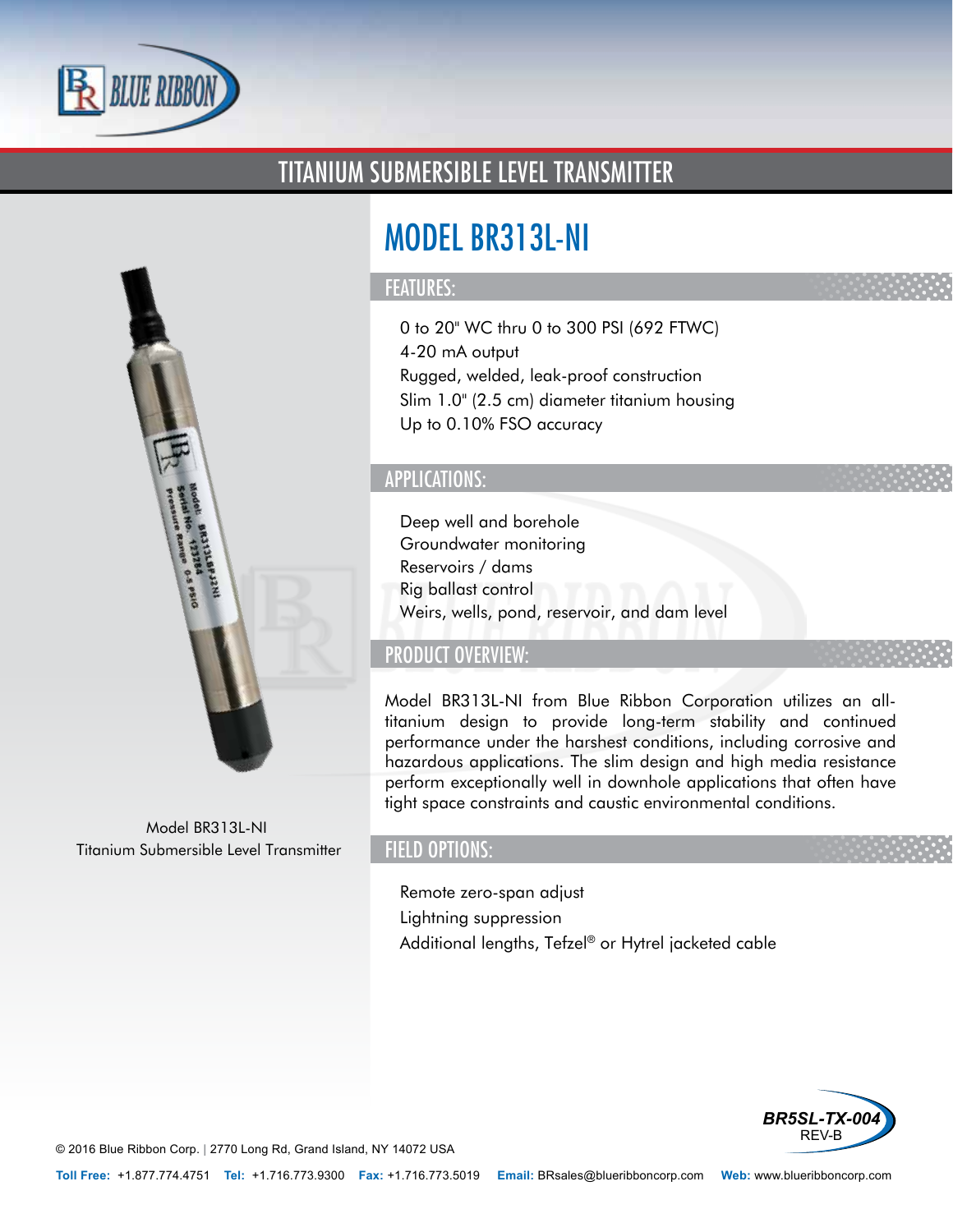# TITANIUM SUBMERSIBLE LEVEL TRANSMITTER

## MODEL BR313L-NI

### FEATURES:

- 0 to 20" WC thru 0 to 300 PSI (692 FTWC)
- 4-20 mA output
- Rugged, welded, leak-proof construction
- Slim 1.0" (2.5 cm) diameter titanium housing
- Up to 0.10% FSO accuracy

### APPLICATIONS:

- Deep well and borehole
- Groundwater monitoring
- Reservoirs / dams
- Rig ballast control
- Weirs, wells, pond, reservoir, and dam level

### PRODUCT OVERVIEW:

Model BR313L-NI from Blue Ribbon Corporation utilizes an all-titanium design to provide long-term stability and continued performance under the harshest conditions, including corrosive and hazardous applications. The slim design and high media resistance perform exceptionally well in downhole applications that often have tight space constraints and caustic environmental conditions.

### FIELD OPTIONS:

- Remote zero-span adjust
- Lightning suppression
- Additional lengths, Tefzel® or Hytrel jacketed cable

Model BR313L-NI
Titanium Submersible Level Transmitter

BR5SL-TX-004
REV-B

© 2016 Blue Ribbon Corp. | 2770 Long Rd, Grand Island, NY 14072 USA

**Toll Free:** +1.877.774.4751 **Tel:** +1.716.773.9300 **Fax:** +1.716.773.5019 **Email:** BRsales@blueribboncorp.com **Web:** www.blueribboncorp.com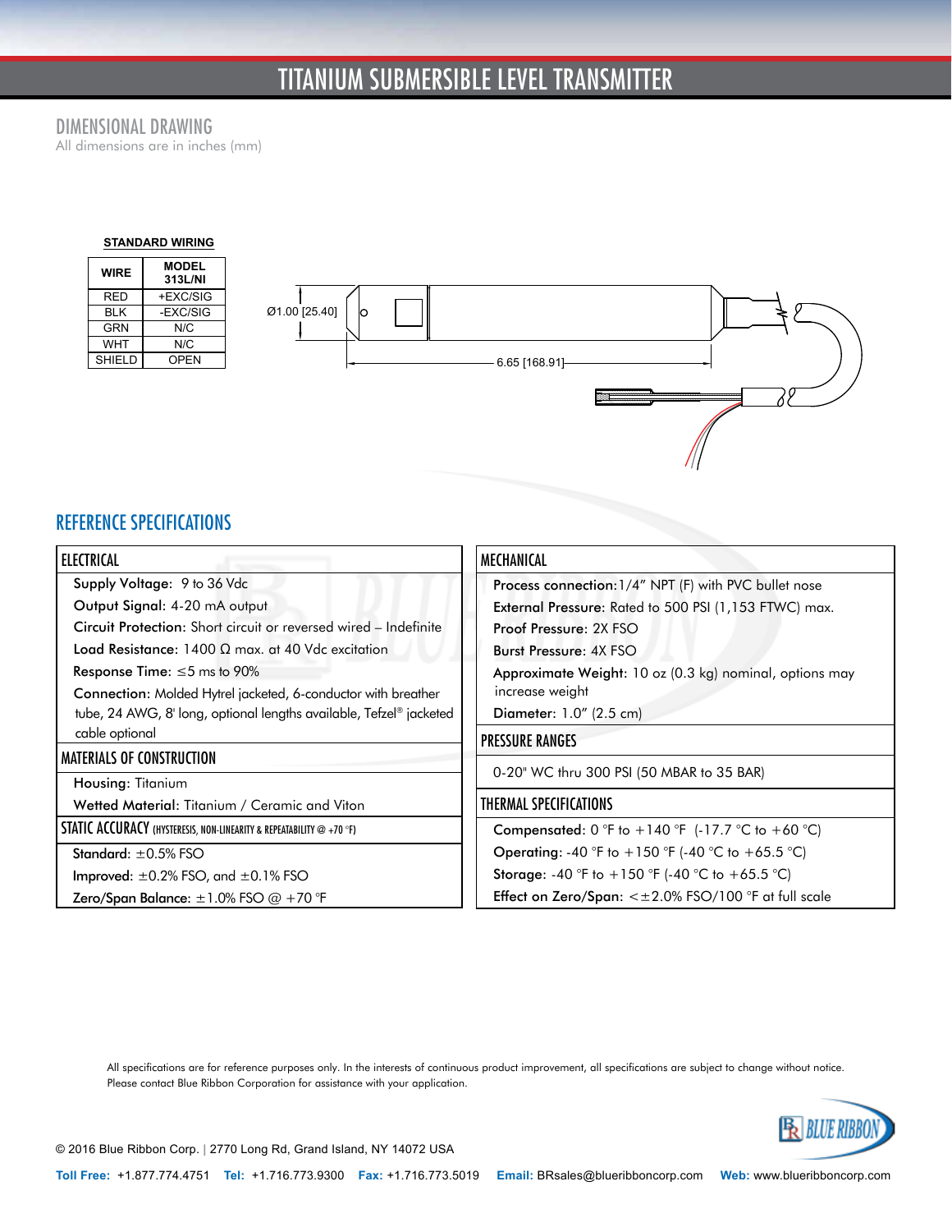# TITANIUM SUBMERSIBLE LEVEL TRANSMITTER

## DIMENSIONAL DRAWING

All dimensions are in inches (mm)

**STANDARD WIRING**

| WIRE | MODEL 313L/NI |
|---|---|
| RED | +EXC/SIG |
| BLK | -EXC/SIG |
| GRN | N/C |
| WHT | N/C |
| SHIELD | OPEN |

Ø1.00 [25.40]

6.65 [168.91]

## REFERENCE SPECIFICATIONS

### ELECTRICAL

- **Supply Voltage:** 9 to 36 Vdc
- **Output Signal:** 4-20 mA output
- **Circuit Protection:** Short circuit or reversed wired – Indefinite
- **Load Resistance:** 1400 Ω max. at 40 Vdc excitation
- **Response Time:** ≤5 ms to 90%
- **Connection:** Molded Hytrel jacketed, 6-conductor with breather tube, 24 AWG, 8' long, optional lengths available, Tefzel® jacketed cable optional

### MATERIALS OF CONSTRUCTION

- **Housing:** Titanium
- **Wetted Material:** Titanium / Ceramic and Viton

### STATIC ACCURACY (HYSTERESIS, NON-LINEARITY & REPEATABILITY @ +70 °F)

- **Standard:** ±0.5% FSO
- **Improved:** ±0.2% FSO, and ±0.1% FSO
- **Zero/Span Balance:** ±1.0% FSO @ +70 °F

### MECHANICAL

- **Process connection:** 1/4" NPT (F) with PVC bullet nose
- **External Pressure:** Rated to 500 PSI (1,153 FTWC) max.
- **Proof Pressure:** 2X FSO
- **Burst Pressure:** 4X FSO
- **Approximate Weight:** 10 oz (0.3 kg) nominal, options may increase weight
- **Diameter:** 1.0" (2.5 cm)

### PRESSURE RANGES

0-20" WC thru 300 PSI (50 MBAR to 35 BAR)

### THERMAL SPECIFICATIONS

- **Compensated:** 0 °F to +140 °F (-17.7 °C to +60 °C)
- **Operating:** -40 °F to +150 °F (-40 °C to +65.5 °C)
- **Storage:** -40 °F to +150 °F (-40 °C to +65.5 °C)
- **Effect on Zero/Span:** <±2.0% FSO/100 °F at full scale

All specifications are for reference purposes only. In the interests of continuous product improvement, all specifications are subject to change without notice. Please contact Blue Ribbon Corporation for assistance with your application.

© 2016 Blue Ribbon Corp. | 2770 Long Rd, Grand Island, NY 14072 USA

**Toll Free:** +1.877.774.4751 **Tel:** +1.716.773.9300 **Fax:** +1.716.773.5019 **Email:** BRsales@blueribboncorp.com **Web:** www.blueribboncorp.com